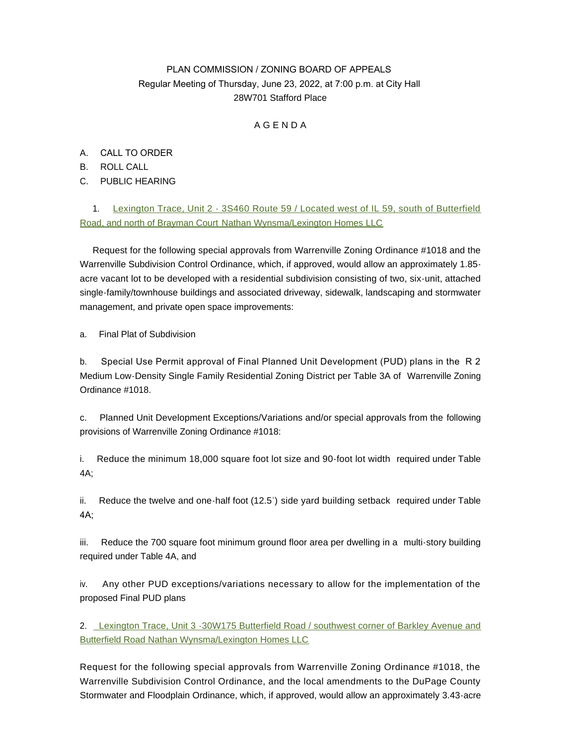PLAN COMMISSION / ZONING BOARD OF APPEALS
Regular Meeting of Thursday, June 23, 2022, at 7:00 p.m. at City Hall
28W701 Stafford Place

# A G E N D A

A. CALL TO ORDER

B. ROLL CALL

C. PUBLIC HEARING

1. Lexington Trace, Unit 2 - 3S460 Route 59 / Located west of IL 59, south of Butterfield Road, and north of Brayman Court Nathan Wynsma/Lexington Homes LLC

Request for the following special approvals from Warrenville Zoning Ordinance #1018 and the Warrenville Subdivision Control Ordinance, which, if approved, would allow an approximately 1.85-acre vacant lot to be developed with a residential subdivision consisting of two, six-unit, attached single-family/townhouse buildings and associated driveway, sidewalk, landscaping and stormwater management, and private open space improvements:

a. Final Plat of Subdivision

b. Special Use Permit approval of Final Planned Unit Development (PUD) plans in the R 2 Medium Low-Density Single Family Residential Zoning District per Table 3A of Warrenville Zoning Ordinance #1018.

c. Planned Unit Development Exceptions/Variations and/or special approvals from the following provisions of Warrenville Zoning Ordinance #1018:

i. Reduce the minimum 18,000 square foot lot size and 90-foot lot width required under Table 4A;

ii. Reduce the twelve and one-half foot (12.5') side yard building setback required under Table 4A;

iii. Reduce the 700 square foot minimum ground floor area per dwelling in a multi-story building required under Table 4A, and

iv. Any other PUD exceptions/variations necessary to allow for the implementation of the proposed Final PUD plans

2. Lexington Trace, Unit 3 -30W175 Butterfield Road / southwest corner of Barkley Avenue and Butterfield Road Nathan Wynsma/Lexington Homes LLC

Request for the following special approvals from Warrenville Zoning Ordinance #1018, the Warrenville Subdivision Control Ordinance, and the local amendments to the DuPage County Stormwater and Floodplain Ordinance, which, if approved, would allow an approximately 3.43-acre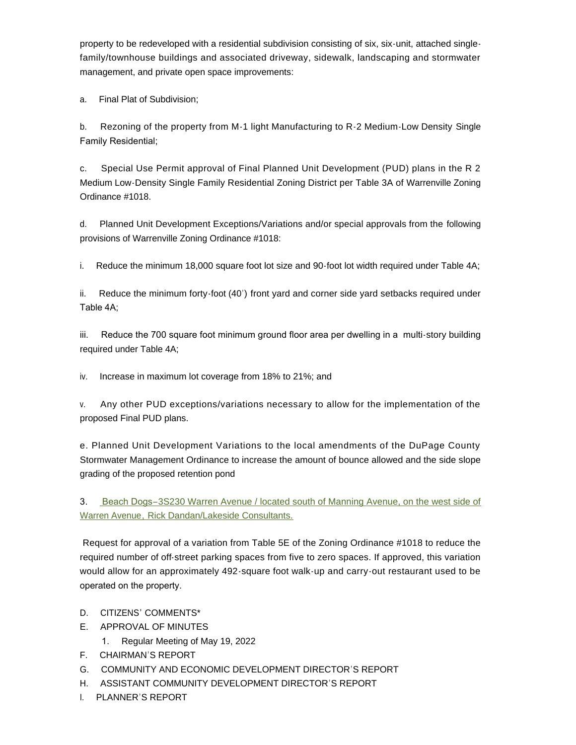property to be redeveloped with a residential subdivision consisting of six, six-unit, attached single-family/townhouse buildings and associated driveway, sidewalk, landscaping and stormwater management, and private open space improvements:

a. Final Plat of Subdivision;

b. Rezoning of the property from M-1 light Manufacturing to R-2 Medium-Low Density Single Family Residential;

c. Special Use Permit approval of Final Planned Unit Development (PUD) plans in the R 2 Medium Low-Density Single Family Residential Zoning District per Table 3A of Warrenville Zoning Ordinance #1018.

d. Planned Unit Development Exceptions/Variations and/or special approvals from the following provisions of Warrenville Zoning Ordinance #1018:

i. Reduce the minimum 18,000 square foot lot size and 90-foot lot width required under Table 4A;

ii. Reduce the minimum forty-foot (40') front yard and corner side yard setbacks required under Table 4A;

iii. Reduce the 700 square foot minimum ground floor area per dwelling in a multi-story building required under Table 4A;

iv. Increase in maximum lot coverage from 18% to 21%; and

v. Any other PUD exceptions/variations necessary to allow for the implementation of the proposed Final PUD plans.

e. Planned Unit Development Variations to the local amendments of the DuPage County Stormwater Management Ordinance to increase the amount of bounce allowed and the side slope grading of the proposed retention pond

3. Beach Dogs–3S230 Warren Avenue / located south of Manning Avenue, on the west side of Warren Avenue, Rick Dandan/Lakeside Consultants.

Request for approval of a variation from Table 5E of the Zoning Ordinance #1018 to reduce the required number of off-street parking spaces from five to zero spaces. If approved, this variation would allow for an approximately 492-square foot walk-up and carry-out restaurant used to be operated on the property.

D. CITIZENS' COMMENTS*
E. APPROVAL OF MINUTES
   1. Regular Meeting of May 19, 2022
F. CHAIRMAN'S REPORT
G. COMMUNITY AND ECONOMIC DEVELOPMENT DIRECTOR'S REPORT
H. ASSISTANT COMMUNITY DEVELOPMENT DIRECTOR'S REPORT
I. PLANNER'S REPORT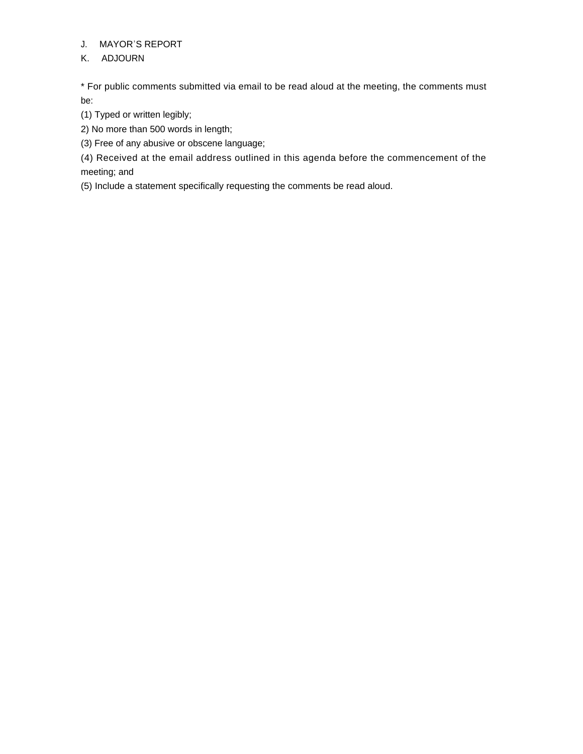J. MAYOR'S REPORT

K. ADJOURN

* For public comments submitted via email to be read aloud at the meeting, the comments must be:

(1) Typed or written legibly;

2) No more than 500 words in length;

(3) Free of any abusive or obscene language;

(4) Received at the email address outlined in this agenda before the commencement of the meeting; and

(5) Include a statement specifically requesting the comments be read aloud.